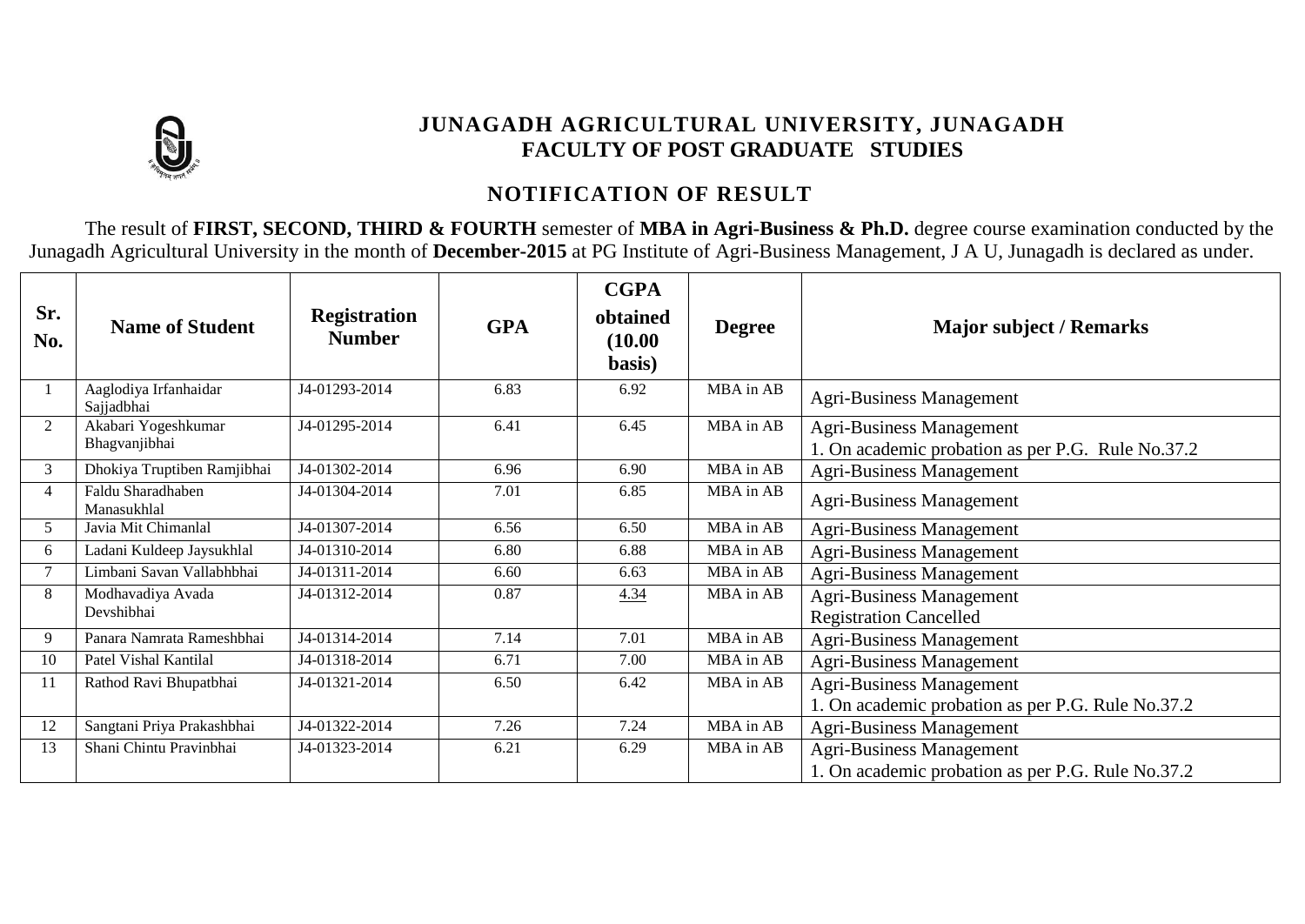# JUNAGADH AGRICULTURAL UNIVERSITY, JUNAGADH
## FACULTY OF POST GRADUATE STUDIES

### NOTIFICATION OF RESULT

The result of **FIRST, SECOND, THIRD & FOURTH** semester of **MBA in Agri-Business & Ph.D.** degree course examination conducted by the Junagadh Agricultural University in the month of **December-2015** at PG Institute of Agri-Business Management, J A U, Junagadh is declared as under.

| Sr. No. | Name of Student | Registration Number | GPA | CGPA obtained (10.00 basis) | Degree | Major subject / Remarks |
|---|---|---|---|---|---|---|
| 1 | Aaglodiya Irfanhaidar Sajjadbhai | J4-01293-2014 | 6.83 | 6.92 | MBA in AB | Agri-Business Management |
| 2 | Akabari Yogeshkumar Bhagvanjibhai | J4-01295-2014 | 6.41 | 6.45 | MBA in AB | Agri-Business Management<br>1. On academic probation as per P.G. Rule No.37.2 |
| 3 | Dhokiya Truptiben Ramjibhai | J4-01302-2014 | 6.96 | 6.90 | MBA in AB | Agri-Business Management |
| 4 | Faldu Sharadhaben Manasukhlal | J4-01304-2014 | 7.01 | 6.85 | MBA in AB | Agri-Business Management |
| 5 | Javia Mit Chimanlal | J4-01307-2014 | 6.56 | 6.50 | MBA in AB | Agri-Business Management |
| 6 | Ladani Kuldeep Jaysukhlal | J4-01310-2014 | 6.80 | 6.88 | MBA in AB | Agri-Business Management |
| 7 | Limbani Savan Vallabhbhai | J4-01311-2014 | 6.60 | 6.63 | MBA in AB | Agri-Business Management |
| 8 | Modhavadiya Avada Devshibhai | J4-01312-2014 | 0.87 | 4.34 | MBA in AB | Agri-Business Management<br>Registration Cancelled |
| 9 | Panara Namrata Rameshbhai | J4-01314-2014 | 7.14 | 7.01 | MBA in AB | Agri-Business Management |
| 10 | Patel Vishal Kantilal | J4-01318-2014 | 6.71 | 7.00 | MBA in AB | Agri-Business Management |
| 11 | Rathod Ravi Bhupatbhai | J4-01321-2014 | 6.50 | 6.42 | MBA in AB | Agri-Business Management<br>1. On academic probation as per P.G. Rule No.37.2 |
| 12 | Sangtani Priya Prakashbhai | J4-01322-2014 | 7.26 | 7.24 | MBA in AB | Agri-Business Management |
| 13 | Shani Chintu Pravinbhai | J4-01323-2014 | 6.21 | 6.29 | MBA in AB | Agri-Business Management<br>1. On academic probation as per P.G. Rule No.37.2 |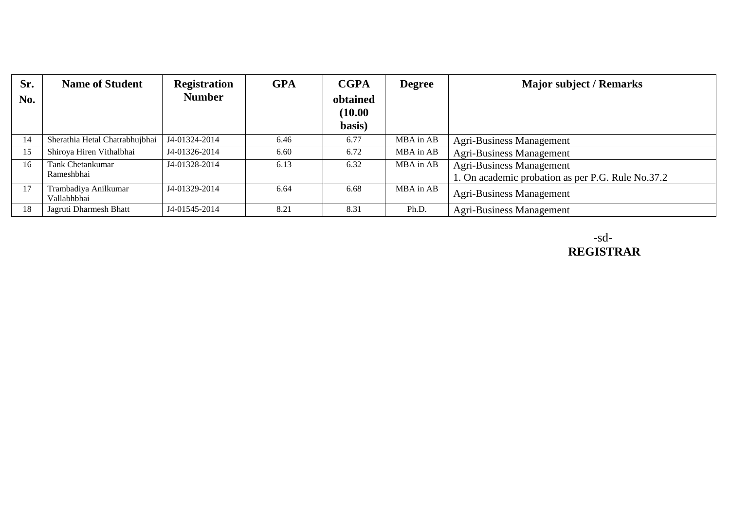| Sr. No. | Name of Student | Registration Number | GPA | CGPA obtained (10.00 basis) | Degree | Major subject / Remarks |
|---|---|---|---|---|---|---|
| 14 | Sherathia Hetal Chatrabhujbhai | J4-01324-2014 | 6.46 | 6.77 | MBA in AB | Agri-Business Management |
| 15 | Shiroya Hiren Vithalbhai | J4-01326-2014 | 6.60 | 6.72 | MBA in AB | Agri-Business Management |
| 16 | Tank Chetankumar Rameshbhai | J4-01328-2014 | 6.13 | 6.32 | MBA in AB | Agri-Business Management<br>1. On academic probation as per P.G. Rule No.37.2 |
| 17 | Trambadiya Anilkumar Vallabhbhai | J4-01329-2014 | 6.64 | 6.68 | MBA in AB | Agri-Business Management |
| 18 | Jagruti Dharmesh Bhatt | J4-01545-2014 | 8.21 | 8.31 | Ph.D. | Agri-Business Management |

-sd-

**REGISTRAR**